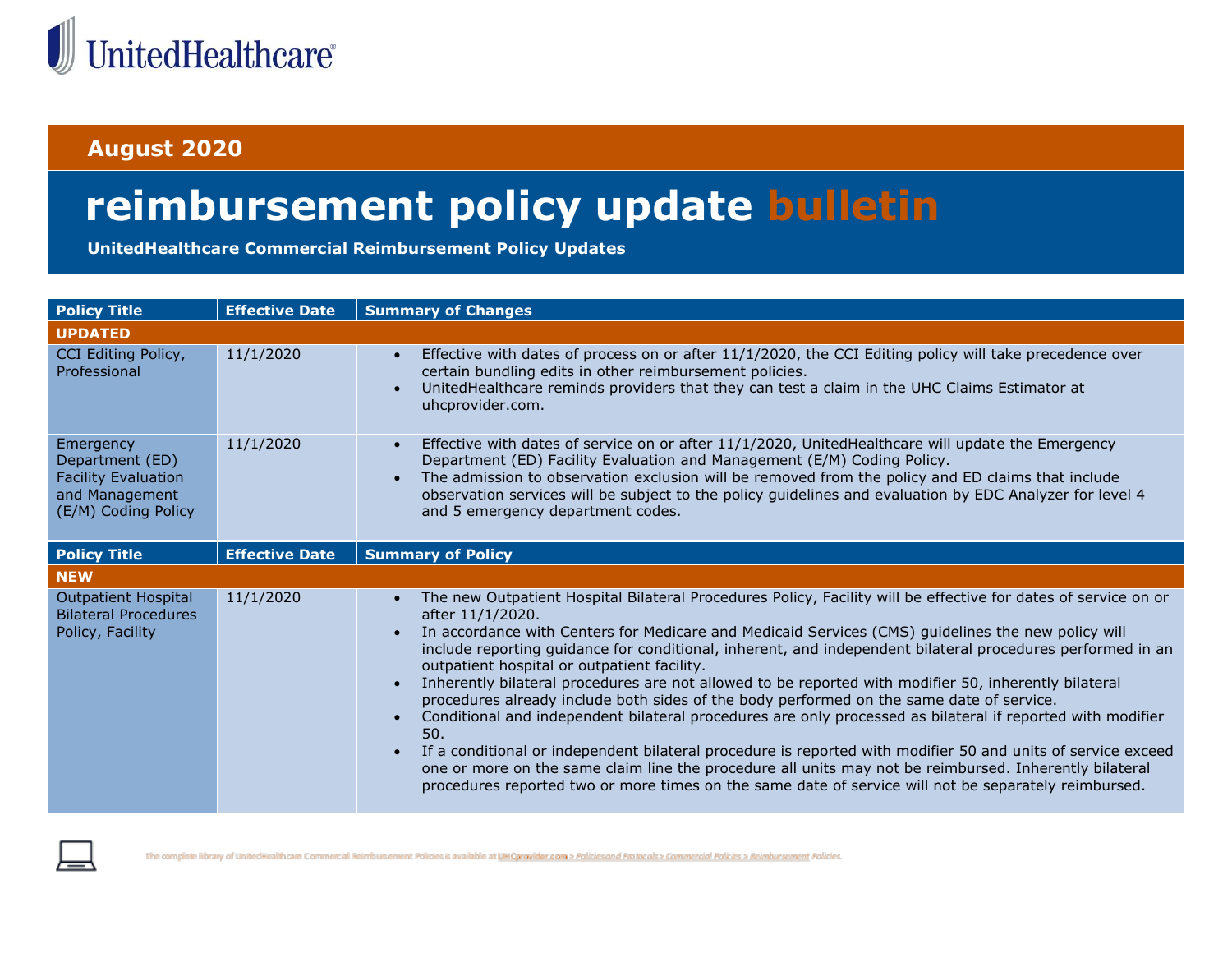UnitedHealthcare

**August 2020**

# reimbursement policy update bulletin

**UnitedHealthcare Commercial Reimbursement Policy Updates**

| Policy Title | Effective Date | Summary of Changes |
|---|---|---|
| **UPDATED** | | |
| CCI Editing Policy, Professional | 11/1/2020 | • Effective with dates of process on or after 11/1/2020, the CCI Editing policy will take precedence over certain bundling edits in other reimbursement policies.<br>• UnitedHealthcare reminds providers that they can test a claim in the UHC Claims Estimator at uhcprovider.com. |
| Emergency Department (ED) Facility Evaluation and Management (E/M) Coding Policy | 11/1/2020 | • Effective with dates of service on or after 11/1/2020, UnitedHealthcare will update the Emergency Department (ED) Facility Evaluation and Management (E/M) Coding Policy.<br>• The admission to observation exclusion will be removed from the policy and ED claims that include observation services will be subject to the policy guidelines and evaluation by EDC Analyzer for level 4 and 5 emergency department codes. |

| Policy Title | Effective Date | Summary of Policy |
|---|---|---|
| **NEW** | | |
| Outpatient Hospital Bilateral Procedures Policy, Facility | 11/1/2020 | • The new Outpatient Hospital Bilateral Procedures Policy, Facility will be effective for dates of service on or after 11/1/2020.<br>• In accordance with Centers for Medicare and Medicaid Services (CMS) guidelines the new policy will include reporting guidance for conditional, inherent, and independent bilateral procedures performed in an outpatient hospital or outpatient facility.<br>• Inherently bilateral procedures are not allowed to be reported with modifier 50, inherently bilateral procedures already include both sides of the body performed on the same date of service.<br>• Conditional and independent bilateral procedures are only processed as bilateral if reported with modifier 50.<br>• If a conditional or independent bilateral procedure is reported with modifier 50 and units of service exceed one or more on the same claim line the procedure all units may not be reimbursed. Inherently bilateral procedures reported two or more times on the same date of service will not be separately reimbursed. |

The complete library of UnitedHealthcare Commercial Reimbursement Policies is available at UHCprovider.com > Policies and Protocols > Commercial Policies > Reimbursement Policies.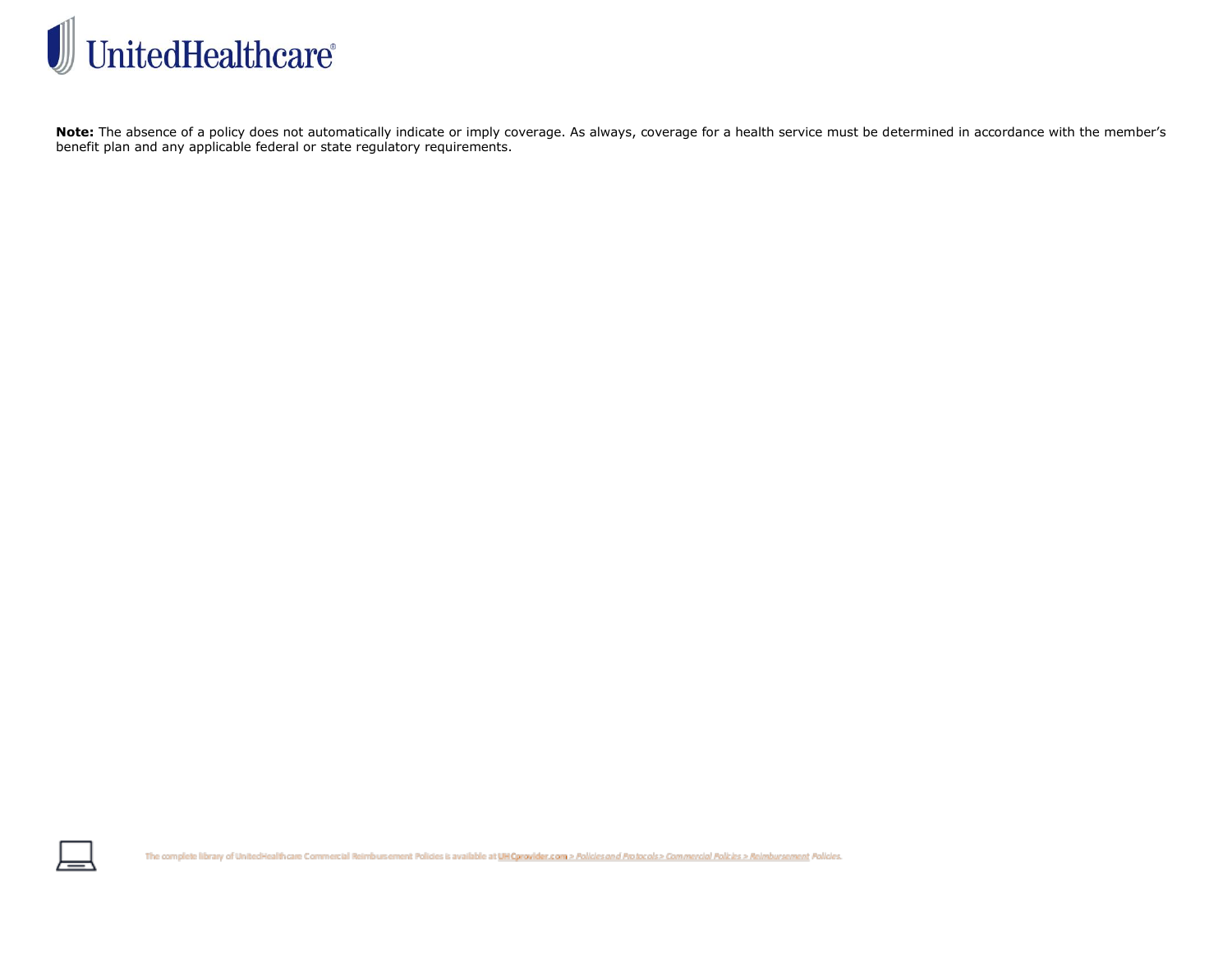**Note:** The absence of a policy does not automatically indicate or imply coverage. As always, coverage for a health service must be determined in accordance with the member's benefit plan and any applicable federal or state regulatory requirements.

The complete library of UnitedHealthcare Commercial Reimbursement Policies is available at UHCprovider.com > Policies and Protocols > Commercial Policies > Reimbursement Policies.